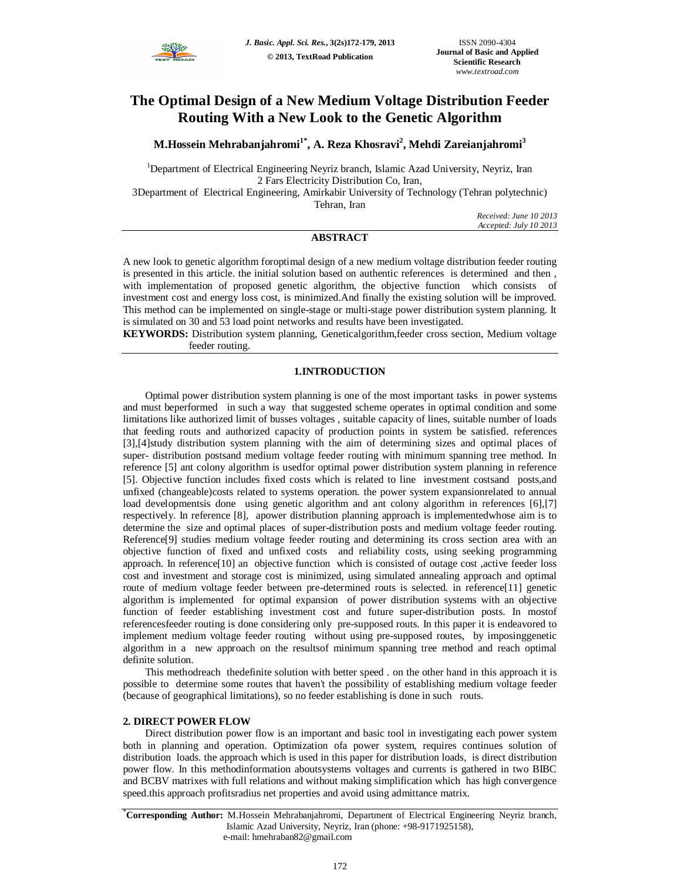# The Optimal Design of a New Medium Voltage Distribution Feeder Routing With a New Look to the Genetic Algorithm

**M.Hossein Mehrabanjahromi[1*], A. Reza Khosravi[2], Mehdi Zareianjahromi[3]**

[1]Department of Electrical Engineering Neyriz branch, Islamic Azad University, Neyriz, Iran
2 Fars Electricity Distribution Co, Iran,
3Department of Electrical Engineering, Amirkabir University of Technology (Tehran polytechnic) Tehran, Iran

*Received: June 10 2013*
*Accepted: July 10 2013*

## ABSTRACT

A new look to genetic algorithm foroptimal design of a new medium voltage distribution feeder routing is presented in this article. the initial solution based on authentic references is determined and then , with implementation of proposed genetic algorithm, the objective function which consists of investment cost and energy loss cost, is minimized.And finally the existing solution will be improved. This method can be implemented on single-stage or multi-stage power distribution system planning. It is simulated on 30 and 53 load point networks and results have been investigated.

**KEYWORDS:** Distribution system planning, Geneticalgorithm,feeder cross section, Medium voltage feeder routing.

## 1.INTRODUCTION

Optimal power distribution system planning is one of the most important tasks in power systems and must beperformed in such a way that suggested scheme operates in optimal condition and some limitations like authorized limit of busses voltages , suitable capacity of lines, suitable number of loads that feeding routs and authorized capacity of production points in system be satisfied. references [3],[4]study distribution system planning with the aim of determining sizes and optimal places of super- distribution postsand medium voltage feeder routing with minimum spanning tree method. In reference [5] ant colony algorithm is usedfor optimal power distribution system planning in reference [5]. Objective function includes fixed costs which is related to line investment costsand posts,and unfixed (changeable)costs related to systems operation. the power system expansionrelated to annual load developmentsis done using genetic algorithm and ant colony algorithm in references [6],[7] respectively. In reference [8], apower distribution planning approach is implementedwhose aim is to determine the size and optimal places of super-distribution posts and medium voltage feeder routing. Reference[9] studies medium voltage feeder routing and determining its cross section area with an objective function of fixed and unfixed costs and reliability costs, using seeking programming approach. In reference[10] an objective function which is consisted of outage cost ,active feeder loss cost and investment and storage cost is minimized, using simulated annealing approach and optimal route of medium voltage feeder between pre-determined routs is selected. in reference[11] genetic algorithm is implemented for optimal expansion of power distribution systems with an objective function of feeder establishing investment cost and future super-distribution posts. In mostof referencesfeeder routing is done considering only pre-supposed routs. In this paper it is endeavored to implement medium voltage feeder routing without using pre-supposed routes, by imposinggenetic algorithm in a new approach on the resultsof minimum spanning tree method and reach optimal definite solution.

This methodreach thedefinite solution with better speed . on the other hand in this approach it is possible to determine some routes that haven't the possibility of establishing medium voltage feeder (because of geographical limitations), so no feeder establishing is done in such routs.

## 2. DIRECT POWER FLOW

Direct distribution power flow is an important and basic tool in investigating each power system both in planning and operation. Optimization ofa power system, requires continues solution of distribution loads. the approach which is used in this paper for distribution loads, is direct distribution power flow. In this methodinformation aboutsystems voltages and currents is gathered in two BIBC and BCBV matrixes with full relations and without making simplification which has high convergence speed.this approach profitsradius net properties and avoid using admittance matrix.

*Corresponding Author:** M.Hossein Mehrabanjahromi, Department of Electrical Engineering Neyriz branch, Islamic Azad University, Neyriz, Iran (phone: +98-9171925158), e-mail: hmehraban82@gmail.com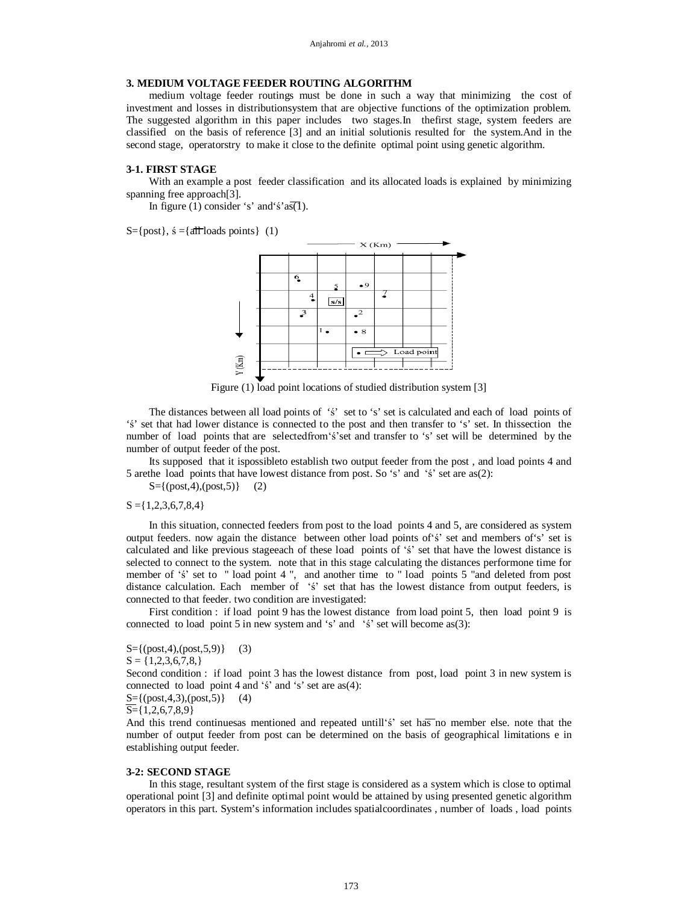## 3. MEDIUM VOLTAGE FEEDER ROUTING ALGORITHM

medium voltage feeder routings must be done in such a way that minimizing the cost of investment and losses in distributionsystem that are objective functions of the optimization problem. The suggested algorithm in this paper includes two stages.In thefirst stage, system feeders are classified on the basis of reference [3] and an initial solutionis resulted for the system.And in the second stage, operatorstry to make it close to the definite optimal point using genetic algorithm.

### 3-1. FIRST STAGE

With an example a post feeder classification and its allocated loads is explained by minimizing spanning free approach[3].

In figure (1) consider 's' and'ś'as(1).

S={post}, ś ={all loads points} (1)

Figure (1) load point locations of studied distribution system [3]

The distances between all load points of 'ś' set to 's' set is calculated and each of load points of 'ś' set that had lower distance is connected to the post and then transfer to 's' set. In thissection the number of load points that are selectedfrom'ś'set and transfer to 's' set will be determined by the number of output feeder of the post.

Its supposed that it ispossibleto establish two output feeder from the post , and load points 4 and 5 arethe load points that have lowest distance from post. So 's' and 'ś' set are as(2):

S={(post,4),(post,5)} (2)

S ={1,2,3,6,7,8,4}

In this situation, connected feeders from post to the load points 4 and 5, are considered as system output feeders. now again the distance between other load points of'ś' set and members of's' set is calculated and like previous stageeach of these load points of 'ś' set that have the lowest distance is selected to connect to the system. note that in this stage calculating the distances performone time for member of 'ś' set to " load point 4 ", and another time to " load points 5 "and deleted from post distance calculation. Each member of 'ś' set that has the lowest distance from output feeders, is connected to that feeder. two condition are investigated:

First condition : if load point 9 has the lowest distance from load point 5, then load point 9 is connected to load point 5 in new system and 's' and 'ś' set will become as(3):

S={(post,4),(post,5,9)} (3)

S = {1,2,3,6,7,8,}

Second condition : if load point 3 has the lowest distance from post, load point 3 in new system is connected to load point 4 and 'ś' and 's' set are as(4):

S={(post,4,3),(post,5)} (4)

S={1,2,6,7,8,9}

And this trend continuesas mentioned and repeated untill'ś' set has no member else. note that the number of output feeder from post can be determined on the basis of geographical limitations e in establishing output feeder.

### 3-2: SECOND STAGE

In this stage, resultant system of the first stage is considered as a system which is close to optimal operational point [3] and definite optimal point would be attained by using presented genetic algorithm operators in this part. System's information includes spatialcoordinates , number of loads , load points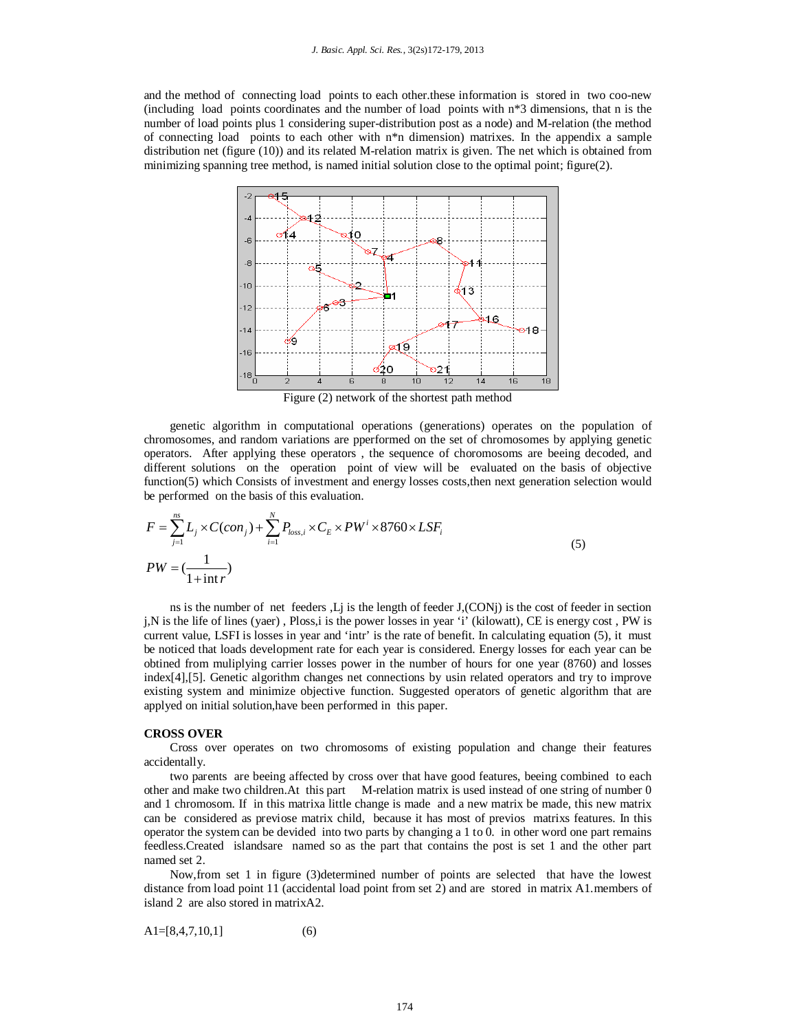and the method of connecting load points to each other.these information is stored in two coo-new (including load points coordinates and the number of load points with n*3 dimensions, that n is the number of load points plus 1 considering super-distribution post as a node) and M-relation (the method of connecting load points to each other with n*n dimension) matrixes. In the appendix a sample distribution net (figure (10)) and its related M-relation matrix is given. The net which is obtained from minimizing spanning tree method, is named initial solution close to the optimal point; figure(2).

-2
-4
-6
-8
-10
-12
-14
-16
-18
0 2 4 6 8 10 12 14 16 18
15 12 14 10 7 4 8 11 5 2 1 13 3 6 16 17 18 9 19 20 21

Figure (2) network of the shortest path method

genetic algorithm in computational operations (generations) operates on the population of chromosomes, and random variations are pperformed on the set of chromosomes by applying genetic operators. After applying these operators , the sequence of choromosoms are beeing decoded, and different solutions on the operation point of view will be evaluated on the basis of objective function(5) which Consists of investment and energy losses costs,then next generation selection would be performed on the basis of this evaluation.

$$F = \sum_{j=1}^{ns} L_j \times C(con_j) + \sum_{i=1}^{N} P_{loss,i} \times C_E \times PW^i \times 8760 \times LSF_i$$

$$PW = (\frac{1}{1+\text{int}\, r}) \tag{5}$$

ns is the number of net feeders ,Lj is the length of feeder J,(CONj) is the cost of feeder in section j,N is the life of lines (yaer) , Ploss,i is the power losses in year 'i' (kilowatt), CE is energy cost , PW is current value, LSFI is losses in year and 'intr' is the rate of benefit. In calculating equation (5), it must be noticed that loads development rate for each year is considered. Energy losses for each year can be obtined from muliplying carrier losses power in the number of hours for one year (8760) and losses index[4],[5]. Genetic algorithm changes net connections by usin related operators and try to improve existing system and minimize objective function. Suggested operators of genetic algorithm that are applyed on initial solution,have been performed in this paper.

### CROSS OVER

Cross over operates on two chromosoms of existing population and change their features accidentally.

two parents are beeing affected by cross over that have good features, beeing combined to each other and make two children.At this part M-relation matrix is used instead of one string of number 0 and 1 chromosom. If in this matrixa little change is made and a new matrix be made, this new matrix can be considered as previose matrix child, because it has most of previos matrixs features. In this operator the system can be devided into two parts by changing a 1 to 0. in other word one part remains feedless.Created islandsare named so as the part that contains the post is set 1 and the other part named set 2.

Now,from set 1 in figure (3)determined number of points are selected that have the lowest distance from load point 11 (accidental load point from set 2) and are stored in matrix A1.members of island 2 are also stored in matrixA2.

A1=[8,4,7,10,1] (6)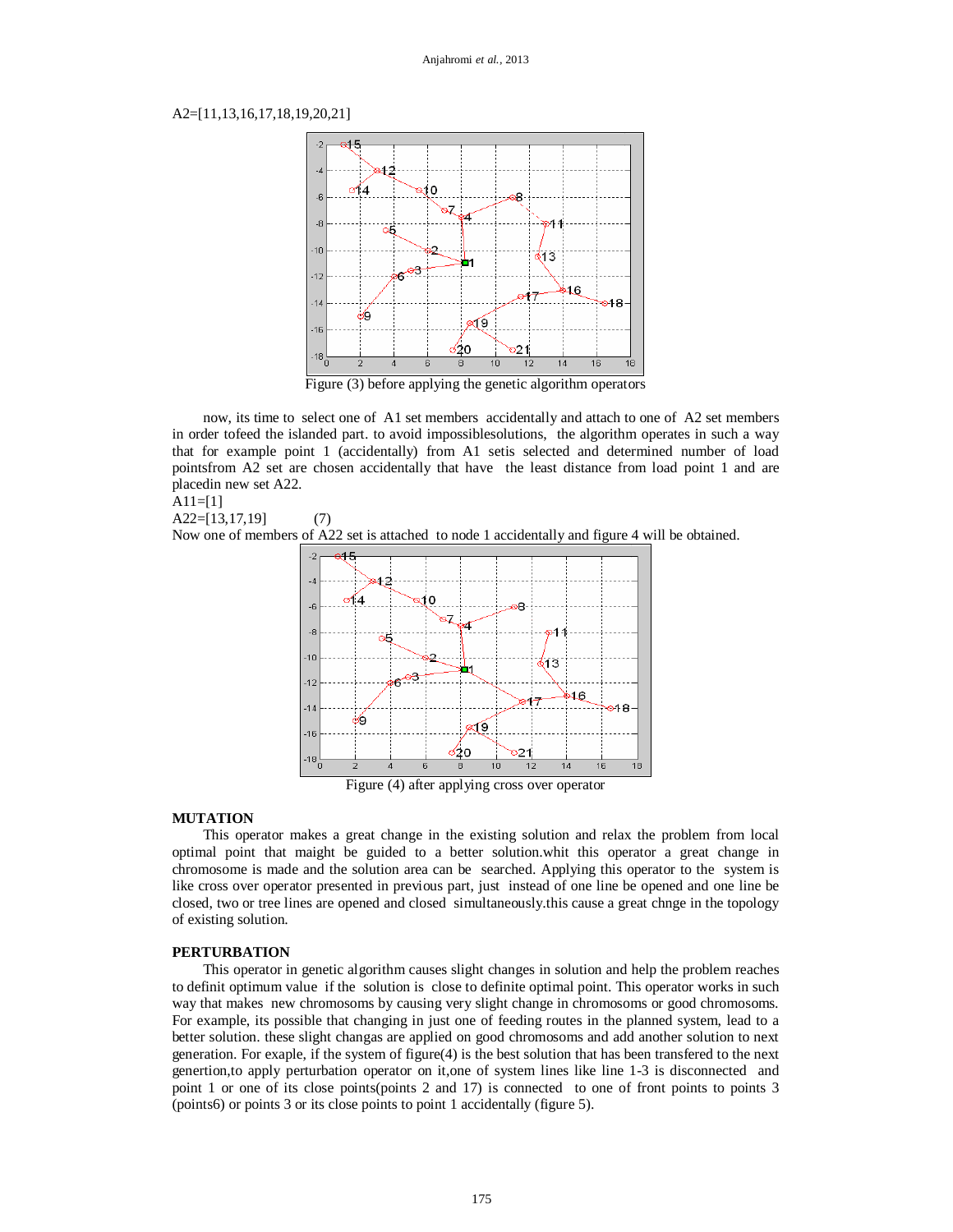A2=[11,13,16,17,18,19,20,21]

-2
-4
-6
-8
-10
-12
-14
-16
-18
0 2 4 6 8 10 12 14 16 18
15
12
14
10
7
4
8
11
5
2
1
13
3
6
17
16
18
9
19
20
21

Figure (3) before applying the genetic algorithm operators

now, its time to select one of A1 set members accidentally and attach to one of A2 set members in order tofeed the islanded part. to avoid impossiblesolutions, the algorithm operates in such a way that for example point 1 (accidentally) from A1 setis selected and determined number of load pointsfrom A2 set are chosen accidentally that have the least distance from load point 1 and are placedin new set A22.

A11=[1]

A22=[13,17,19] (7)

Now one of members of A22 set is attached to node 1 accidentally and figure 4 will be obtained.

-2
-4
-6
-8
-10
-12
-14
-16
-18
0 2 4 6 8 10 12 14 16 18
15
12
14
10
7
4
8
11
5
2
1
13
3
6
17
16
18
9
19
20
21

Figure (4) after applying cross over operator

**MUTATION**

This operator makes a great change in the existing solution and relax the problem from local optimal point that maight be guided to a better solution.whit this operator a great change in chromosome is made and the solution area can be searched. Applying this operator to the system is like cross over operator presented in previous part, just instead of one line be opened and one line be closed, two or tree lines are opened and closed simultaneously.this cause a great chnge in the topology of existing solution.

**PERTURBATION**

This operator in genetic algorithm causes slight changes in solution and help the problem reaches to definit optimum value if the solution is close to definite optimal point. This operator works in such way that makes new chromosoms by causing very slight change in chromosoms or good chromosoms. For example, its possible that changing in just one of feeding routes in the planned system, lead to a better solution. these slight changas are applied on good chromosoms and add another solution to next generation. For exaple, if the system of figure(4) is the best solution that has been transfered to the next genertion,to apply perturbation operator on it,one of system lines like line 1-3 is disconnected and point 1 or one of its close points(points 2 and 17) is connected to one of front points to points 3 (points6) or points 3 or its close points to point 1 accidentally (figure 5).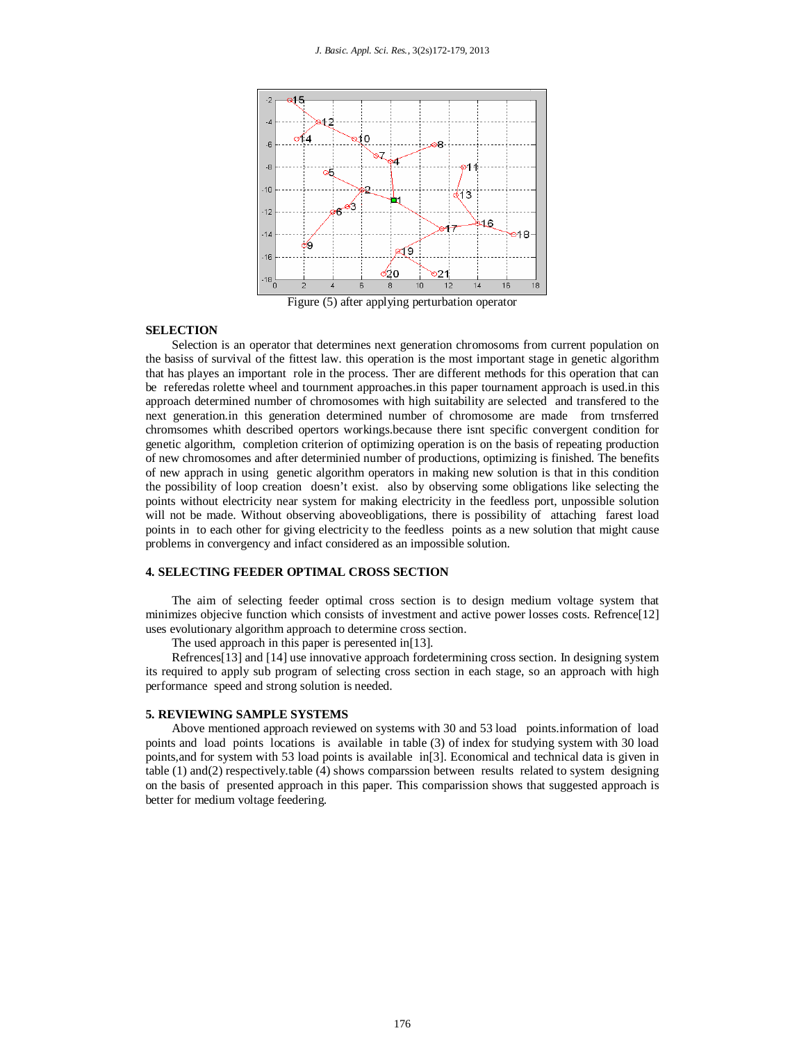-2 15
-4 12
-6 14 10 8
7 4
-8 5 11
-10 2
1 13
-12 3
6
-14 17 16 18
9
-16 19
-18 20 21
0 2 4 6 8 10 12 14 16 18

Figure (5) after applying perturbation operator

**SELECTION**

Selection is an operator that determines next generation chromosoms from current population on the basiss of survival of the fittest law. this operation is the most important stage in genetic algorithm that has playes an important role in the process. Ther are different methods for this operation that can be referedas rolette wheel and tournment approaches.in this paper tournment approach is used.in this approach determined number of chromosomes with high suitability are selected and transfered to the next generation.in this generation determined number of chromosome are made from trnsferred chromsomes whith described opertors workings.because there isnt specific convergent condition for genetic algorithm, completion criterion of optimizing operation is on the basis of repeating production of new chromosomes and after determinied number of productions, optimizing is finished. The benefits of new apprach in using genetic algorithm operators in making new solution is that in this condition the possibility of loop creation doesn't exist. also by observing some obligations like selecting the points without electricity near system for making electricity in the feedless port, unpossible solution will not be made. Without observing aboveobligations, there is possibility of attaching farest load points in to each other for giving electricity to the feedless points as a new solution that might cause problems in convergency and infact considered as an impossible solution.

## 4. SELECTING FEEDER OPTIMAL CROSS SECTION

The aim of selecting feeder optimal cross section is to design medium voltage system that minimizes objecive function which consists of investment and active power losses costs. Refrence[12] uses evolutionary algorithm approach to determine cross section.

The used approach in this paper is peresented in[13].

Refrences[13] and [14] use innovative approach fordetermining cross section. In designing system its required to apply sub program of selecting cross section in each stage, so an approach with high performance speed and strong solution is needed.

## 5. REVIEWING SAMPLE SYSTEMS

Above mentioned approach reviewed on systems with 30 and 53 load points.information of load points and load points locations is available in table (3) of index for studying system with 30 load points,and for system with 53 load points is available in[3]. Economical and technical data is given in table (1) and(2) respectively.table (4) shows comparssion between results related to system designing on the basis of presented approach in this paper. This comparission shows that suggested approach is better for medium voltage feedering.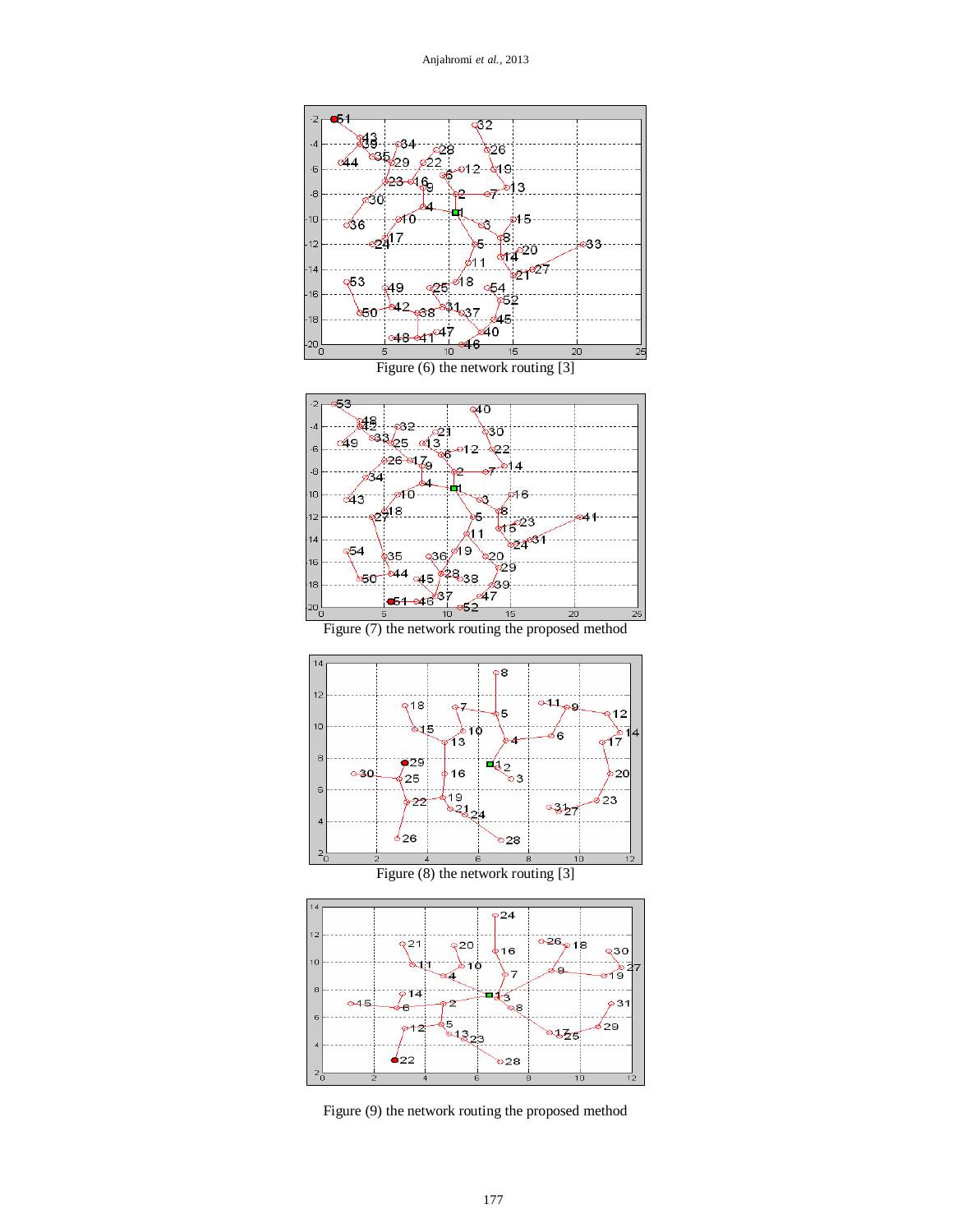Figure (6) the network routing [3]

Figure (7) the network routing the proposed method

Figure (8) the network routing [3]

Figure (9) the network routing the proposed method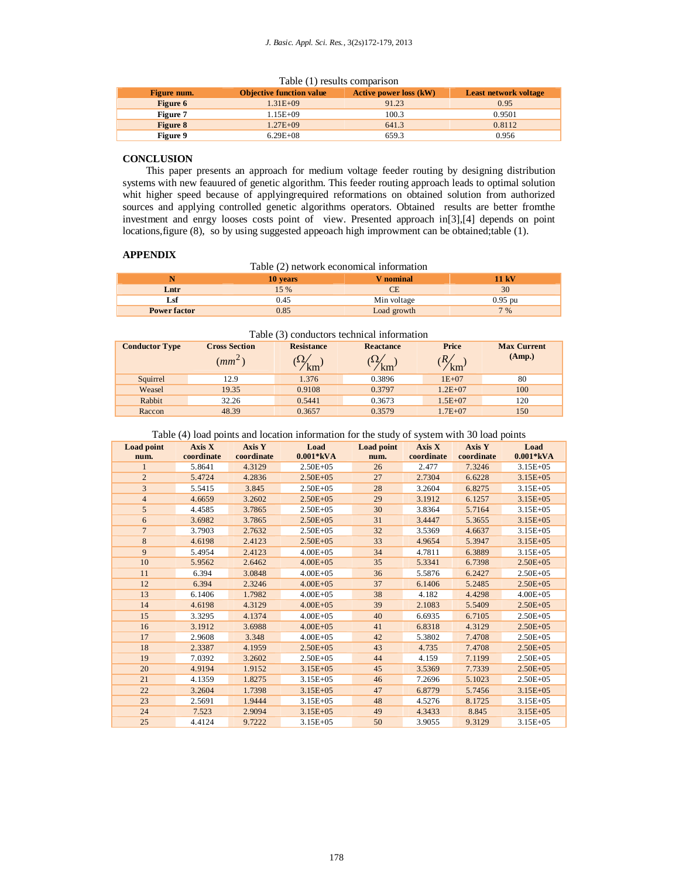Table (1) results comparison

| Figure num. | Objective function value | Active power loss (kW) | Least network voltage |
|---|---|---|---|
| **Figure 6** | 1.31E+09 | 91.23 | 0.95 |
| **Figure 7** | 1.15E+09 | 100.3 | 0.9501 |
| **Figure 8** | 1.27E+09 | 641.3 | 0.8112 |
| **Figure 9** | 6.29E+08 | 659.3 | 0.956 |

## CONCLUSION

This paper presents an approach for medium voltage feeder routing by designing distribution systems with new feauured of genetic algorithm. This feeder routing approach leads to optimal solution whit higher speed because of applyingrequired reformations on obtained solution from authorized sources and applying controlled genetic algorithms operators. Obtained results are better fromthe investment and enrgy looses costs point of view. Presented approach in[3],[4] depends on point locations,figure (8), so by using suggested appeoach high improwment can be obtained;table (1).

## APPENDIX

Table (2) network economical information

| N | 10 years | V nominal | 11 kV |
|---|---|---|---|
| **Lntr** | 15 % | CE | 30 |
| **Lsf** | 0.45 | Min voltage | 0.95 pu |
| **Power factor** | 0.85 | Load growth | 7 % |

Table (3) conductors technical information

| Conductor Type | Cross Section $(mm^2)$ | Resistance $(\Omega/_{km})$ | Reactance $(\Omega/_{km})$ | Price $(R/_{km})$ | Max Current (Amp.) |
|---|---|---|---|---|---|
| Squirrel | 12.9 | 1.376 | 0.3896 | 1E+07 | 80 |
| Weasel | 19.35 | 0.9108 | 0.3797 | 1.2E+07 | 100 |
| Rabbit | 32.26 | 0.5441 | 0.3673 | 1.5E+07 | 120 |
| Raccon | 48.39 | 0.3657 | 0.3579 | 1.7E+07 | 150 |

Table (4) load points and location information for the study of system with 30 load points

| Load point num. | Axis X coordinate | Axis Y coordinate | Load 0.001*kVA | Load point num. | Axis X coordinate | Axis Y coordinate | Load 0.001*kVA |
|---|---|---|---|---|---|---|---|
| 1 | 5.8641 | 4.3129 | 2.50E+05 | 26 | 2.477 | 7.3246 | 3.15E+05 |
| 2 | 5.4724 | 4.2836 | 2.50E+05 | 27 | 2.7304 | 6.6228 | 3.15E+05 |
| 3 | 5.5415 | 3.845 | 2.50E+05 | 28 | 3.2604 | 6.8275 | 3.15E+05 |
| 4 | 4.6659 | 3.2602 | 2.50E+05 | 29 | 3.1912 | 6.1257 | 3.15E+05 |
| 5 | 4.4585 | 3.7865 | 2.50E+05 | 30 | 3.8364 | 5.7164 | 3.15E+05 |
| 6 | 3.6982 | 3.7865 | 2.50E+05 | 31 | 3.4447 | 5.3655 | 3.15E+05 |
| 7 | 3.7903 | 2.7632 | 2.50E+05 | 32 | 3.5369 | 4.6637 | 3.15E+05 |
| 8 | 4.6198 | 2.4123 | 2.50E+05 | 33 | 4.9654 | 5.3947 | 3.15E+05 |
| 9 | 5.4954 | 2.4123 | 4.00E+05 | 34 | 4.7811 | 6.3889 | 3.15E+05 |
| 10 | 5.9562 | 2.6462 | 4.00E+05 | 35 | 5.3341 | 6.7398 | 2.50E+05 |
| 11 | 6.394 | 3.0848 | 4.00E+05 | 36 | 5.5876 | 6.2427 | 2.50E+05 |
| 12 | 6.394 | 2.3246 | 4.00E+05 | 37 | 6.1406 | 5.2485 | 2.50E+05 |
| 13 | 6.1406 | 1.7982 | 4.00E+05 | 38 | 4.182 | 4.4298 | 4.00E+05 |
| 14 | 4.6198 | 4.3129 | 4.00E+05 | 39 | 2.1083 | 5.5409 | 2.50E+05 |
| 15 | 3.3295 | 4.1374 | 4.00E+05 | 40 | 6.6935 | 6.7105 | 2.50E+05 |
| 16 | 3.1912 | 3.6988 | 4.00E+05 | 41 | 6.8318 | 4.3129 | 2.50E+05 |
| 17 | 2.9608 | 3.348 | 4.00E+05 | 42 | 5.3802 | 7.4708 | 2.50E+05 |
| 18 | 2.3387 | 4.1959 | 2.50E+05 | 43 | 4.735 | 7.4708 | 2.50E+05 |
| 19 | 7.0392 | 3.2602 | 2.50E+05 | 44 | 4.159 | 7.1199 | 2.50E+05 |
| 20 | 4.9194 | 1.9152 | 3.15E+05 | 45 | 3.5369 | 7.7339 | 2.50E+05 |
| 21 | 4.1359 | 1.8275 | 3.15E+05 | 46 | 7.2696 | 5.1023 | 2.50E+05 |
| 22 | 3.2604 | 1.7398 | 3.15E+05 | 47 | 6.8779 | 5.7456 | 3.15E+05 |
| 23 | 2.5691 | 1.9444 | 3.15E+05 | 48 | 4.5276 | 8.1725 | 3.15E+05 |
| 24 | 7.523 | 2.9094 | 3.15E+05 | 49 | 4.3433 | 8.845 | 3.15E+05 |
| 25 | 4.4124 | 9.7222 | 3.15E+05 | 50 | 3.9055 | 9.3129 | 3.15E+05 |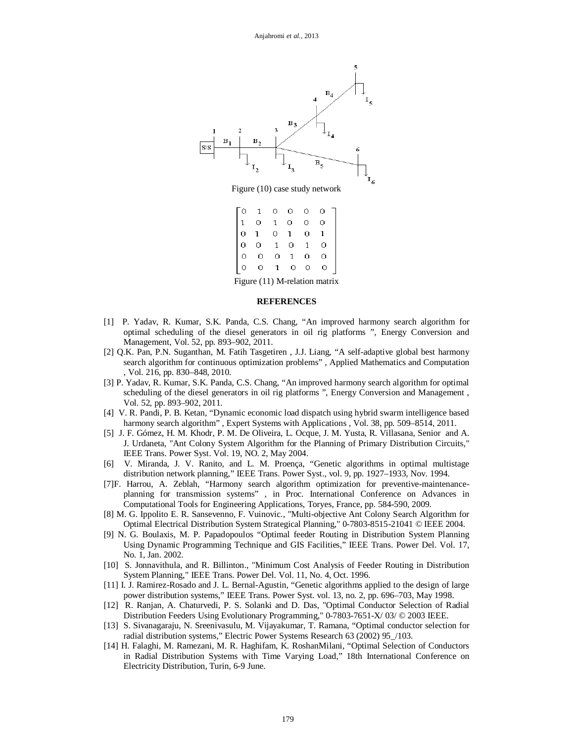S/S
1 2 3 4 5 6
$B_1$ $B_2$ $B_3$ $B_4$ $B_5$
$I_2$ $I_3$ $I_4$ $I_5$ $I_6$

Figure (10) case study network

$$
\begin{bmatrix}
0 & 1 & 0 & 0 & 0 & 0 \\
1 & 0 & 1 & 0 & 0 & 0 \\
0 & 1 & 0 & 1 & 0 & 1 \\
0 & 0 & 1 & 0 & 1 & 0 \\
0 & 0 & 0 & 1 & 0 & 0 \\
0 & 0 & 1 & 0 & 0 & 0
\end{bmatrix}
$$

Figure (11) M-relation matrix

## REFERENCES

[1] P. Yadav, R. Kumar, S.K. Panda, C.S. Chang, "An improved harmony search algorithm for optimal scheduling of the diesel generators in oil rig platforms ", Energy Conversion and Management, Vol. 52, pp. 893–902, 2011.

[2] Q.K. Pan, P.N. Suganthan, M. Fatih Tasgetiren , J.J. Liang, "A self-adaptive global best harmony search algorithm for continuous optimization problems" , Applied Mathematics and Computation , Vol. 216, pp. 830–848, 2010.

[3] P. Yadav, R. Kumar, S.K. Panda, C.S. Chang, "An improved harmony search algorithm for optimal scheduling of the diesel generators in oil rig platforms ", Energy Conversion and Management , Vol. 52, pp. 893–902, 2011.

[4] V. R. Pandi, P. B. Ketan, "Dynamic economic load dispatch using hybrid swarm intelligence based harmony search algorithm" , Expert Systems with Applications , Vol. 38, pp. 509–8514, 2011.

[5] J. F. Gómez, H. M. Khodr, P. M. De Oliveira, L. Ocque, J. M. Yusta, R. Villasana, Senior and A. J. Urdaneta, "Ant Colony System Algorithm for the Planning of Primary Distribution Circuits," IEEE Trans. Power Syst. Vol. 19, NO. 2, May 2004.

[6] V. Miranda, J. V. Ranito, and L. M. Proença, "Genetic algorithms in optimal multistage distribution network planning," IEEE Trans. Power Syst., vol. 9, pp. 1927–1933, Nov. 1994.

[7]F. Harrou, A. Zeblah, "Harmony search algorithm optimization for preventive-maintenance-planning for transmission systems" , in Proc. International Conference on Advances in Computational Tools for Engineering Applications, Toryes, France, pp. 584-590, 2009.

[8] M. G. Ippolito E. R. Sansevenno, F. Vuinovic., "Multi-objective Ant Colony Search Algorithm for Optimal Electrical Distribution System Strategical Planning," 0-7803-8515-21041 © IEEE 2004.

[9] N. G. Boulaxis, M. P. Papadopoulos "Optimal feeder Routing in Distribution System Planning Using Dynamic Programming Technique and GIS Facilities," IEEE Trans. Power Del. Vol. 17, No. 1, Jan. 2002.

[10] S. Jonnavithula, and R. Billinton., "Minimum Cost Analysis of Feeder Routing in Distribution System Planning," IEEE Trans. Power Del. Vol. 11, No. 4, Oct. 1996.

[11] I. J. Ramirez-Rosado and J. L. Bernal-Agustin, "Genetic algorithms applied to the design of large power distribution systems," IEEE Trans. Power Syst. vol. 13, no. 2, pp. 696–703, May 1998.

[12] R. Ranjan, A. Chaturvedi, P. S. Solanki and D. Das, "Optimal Conductor Selection of Radial Distribution Feeders Using Evolutionary Programming," 0-7803-7651-X/ 03/ © 2003 IEEE.

[13] S. Sivanagaraju, N. Sreenivasulu, M. Vijayakumar, T. Ramana, "Optimal conductor selection for radial distribution systems," Electric Power Systems Research 63 (2002) 95_/103.

[14] H. Falaghi, M. Ramezani, M. R. Haghifam, K. RoshanMilani, "Optimal Selection of Conductors in Radial Distribution Systems with Time Varying Load," 18th International Conference on Electricity Distribution, Turin, 6-9 June.